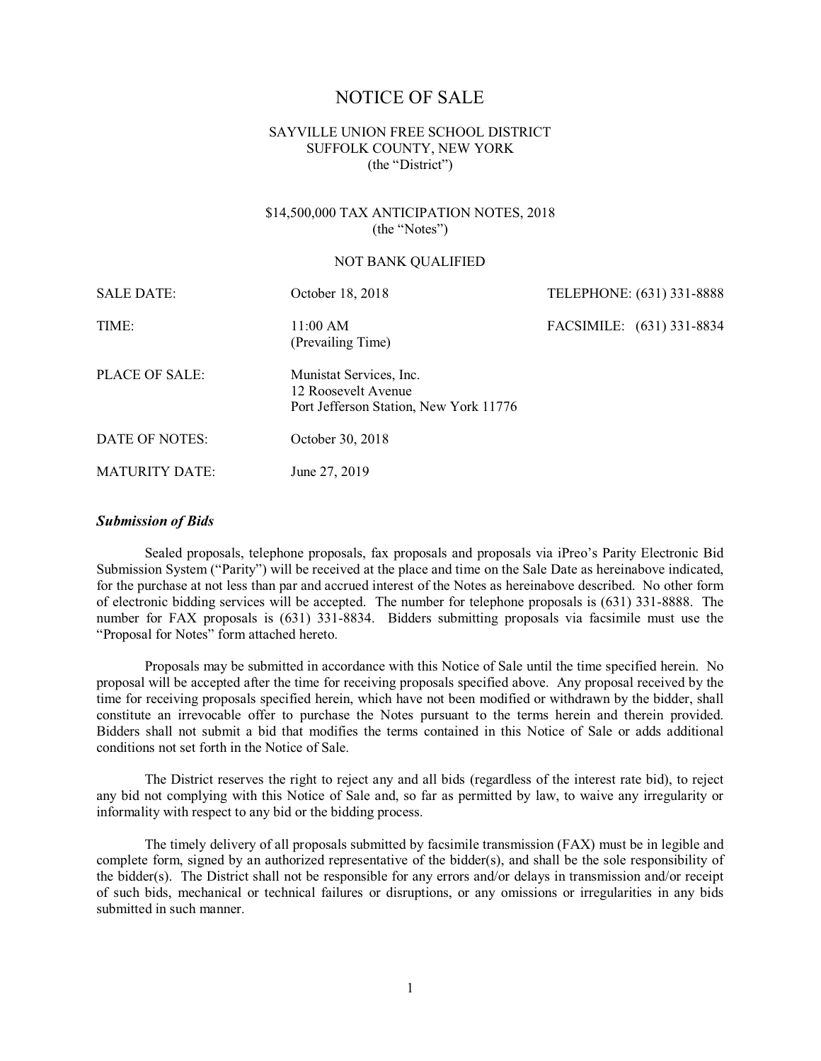# NOTICE OF SALE

SAYVILLE UNION FREE SCHOOL DISTRICT
SUFFOLK COUNTY, NEW YORK
(the "District")

$14,500,000 TAX ANTICIPATION NOTES, 2018
(the "Notes")

NOT BANK QUALIFIED

| | | |
|---|---|---|
| SALE DATE: | October 18, 2018 | TELEPHONE: (631) 331-8888 |
| TIME: | 11:00 AM (Prevailing Time) | FACSIMILE: (631) 331-8834 |
| PLACE OF SALE: | Munistat Services, Inc. 12 Roosevelt Avenue Port Jefferson Station, New York 11776 | |
| DATE OF NOTES: | October 30, 2018 | |
| MATURITY DATE: | June 27, 2019 | |

***Submission of Bids***

Sealed proposals, telephone proposals, fax proposals and proposals via iPreo's Parity Electronic Bid Submission System ("Parity") will be received at the place and time on the Sale Date as hereinabove indicated, for the purchase at not less than par and accrued interest of the Notes as hereinabove described. No other form of electronic bidding services will be accepted. The number for telephone proposals is (631) 331-8888. The number for FAX proposals is (631) 331-8834. Bidders submitting proposals via facsimile must use the "Proposal for Notes" form attached hereto.

Proposals may be submitted in accordance with this Notice of Sale until the time specified herein. No proposal will be accepted after the time for receiving proposals specified above. Any proposal received by the time for receiving proposals specified herein, which have not been modified or withdrawn by the bidder, shall constitute an irrevocable offer to purchase the Notes pursuant to the terms herein and therein provided. Bidders shall not submit a bid that modifies the terms contained in this Notice of Sale or adds additional conditions not set forth in the Notice of Sale.

The District reserves the right to reject any and all bids (regardless of the interest rate bid), to reject any bid not complying with this Notice of Sale and, so far as permitted by law, to waive any irregularity or informality with respect to any bid or the bidding process.

The timely delivery of all proposals submitted by facsimile transmission (FAX) must be in legible and complete form, signed by an authorized representative of the bidder(s), and shall be the sole responsibility of the bidder(s). The District shall not be responsible for any errors and/or delays in transmission and/or receipt of such bids, mechanical or technical failures or disruptions, or any omissions or irregularities in any bids submitted in such manner.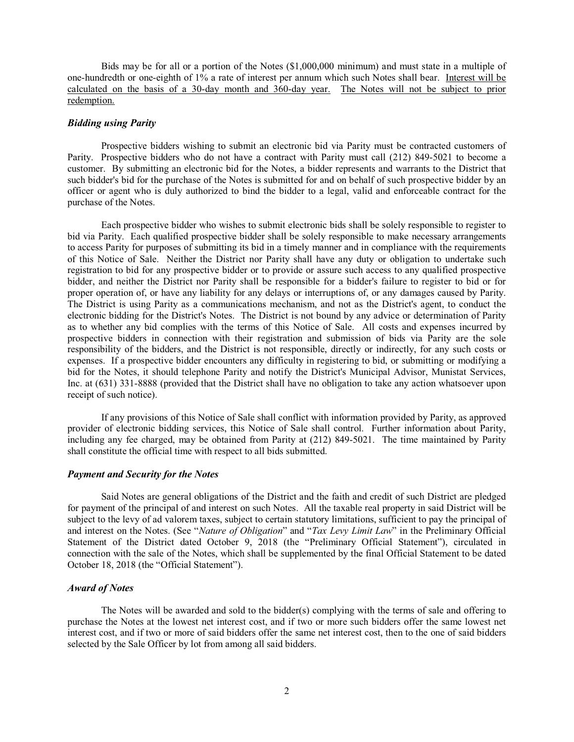Bids may be for all or a portion of the Notes ($1,000,000 minimum) and must state in a multiple of one-hundredth or one-eighth of 1% a rate of interest per annum which such Notes shall bear. <u>Interest will be calculated on the basis of a 30-day month and 360-day year.</u> <u>The Notes will not be subject to prior redemption.</u>

### *Bidding using Parity*

Prospective bidders wishing to submit an electronic bid via Parity must be contracted customers of Parity. Prospective bidders who do not have a contract with Parity must call (212) 849-5021 to become a customer. By submitting an electronic bid for the Notes, a bidder represents and warrants to the District that such bidder's bid for the purchase of the Notes is submitted for and on behalf of such prospective bidder by an officer or agent who is duly authorized to bind the bidder to a legal, valid and enforceable contract for the purchase of the Notes.

Each prospective bidder who wishes to submit electronic bids shall be solely responsible to register to bid via Parity. Each qualified prospective bidder shall be solely responsible to make necessary arrangements to access Parity for purposes of submitting its bid in a timely manner and in compliance with the requirements of this Notice of Sale. Neither the District nor Parity shall have any duty or obligation to undertake such registration to bid for any prospective bidder or to provide or assure such access to any qualified prospective bidder, and neither the District nor Parity shall be responsible for a bidder's failure to register to bid or for proper operation of, or have any liability for any delays or interruptions of, or any damages caused by Parity. The District is using Parity as a communications mechanism, and not as the District's agent, to conduct the electronic bidding for the District's Notes. The District is not bound by any advice or determination of Parity as to whether any bid complies with the terms of this Notice of Sale. All costs and expenses incurred by prospective bidders in connection with their registration and submission of bids via Parity are the sole responsibility of the bidders, and the District is not responsible, directly or indirectly, for any such costs or expenses. If a prospective bidder encounters any difficulty in registering to bid, or submitting or modifying a bid for the Notes, it should telephone Parity and notify the District's Municipal Advisor, Munistat Services, Inc. at (631) 331-8888 (provided that the District shall have no obligation to take any action whatsoever upon receipt of such notice).

If any provisions of this Notice of Sale shall conflict with information provided by Parity, as approved provider of electronic bidding services, this Notice of Sale shall control. Further information about Parity, including any fee charged, may be obtained from Parity at (212) 849-5021. The time maintained by Parity shall constitute the official time with respect to all bids submitted.

### *Payment and Security for the Notes*

Said Notes are general obligations of the District and the faith and credit of such District are pledged for payment of the principal of and interest on such Notes. All the taxable real property in said District will be subject to the levy of ad valorem taxes, subject to certain statutory limitations, sufficient to pay the principal of and interest on the Notes. (See "*Nature of Obligation*" and "*Tax Levy Limit Law*" in the Preliminary Official Statement of the District dated October 9, 2018 (the "Preliminary Official Statement"), circulated in connection with the sale of the Notes, which shall be supplemented by the final Official Statement to be dated October 18, 2018 (the "Official Statement").

### *Award of Notes*

The Notes will be awarded and sold to the bidder(s) complying with the terms of sale and offering to purchase the Notes at the lowest net interest cost, and if two or more such bidders offer the same lowest net interest cost, and if two or more of said bidders offer the same net interest cost, then to the one of said bidders selected by the Sale Officer by lot from among all said bidders.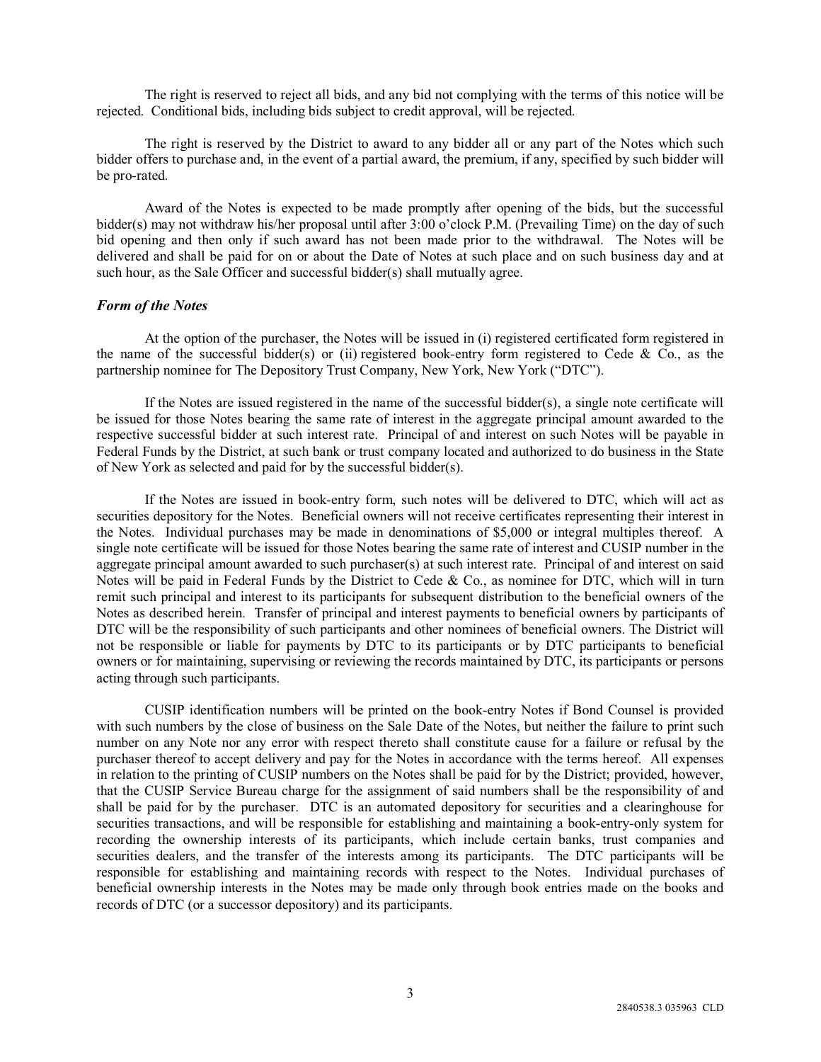The right is reserved to reject all bids, and any bid not complying with the terms of this notice will be rejected. Conditional bids, including bids subject to credit approval, will be rejected.

The right is reserved by the District to award to any bidder all or any part of the Notes which such bidder offers to purchase and, in the event of a partial award, the premium, if any, specified by such bidder will be pro-rated.

Award of the Notes is expected to be made promptly after opening of the bids, but the successful bidder(s) may not withdraw his/her proposal until after 3:00 o'clock P.M. (Prevailing Time) on the day of such bid opening and then only if such award has not been made prior to the withdrawal. The Notes will be delivered and shall be paid for on or about the Date of Notes at such place and on such business day and at such hour, as the Sale Officer and successful bidder(s) shall mutually agree.

### *Form of the Notes*

At the option of the purchaser, the Notes will be issued in (i) registered certificated form registered in the name of the successful bidder(s) or (ii) registered book-entry form registered to Cede & Co., as the partnership nominee for The Depository Trust Company, New York, New York ("DTC").

If the Notes are issued registered in the name of the successful bidder(s), a single note certificate will be issued for those Notes bearing the same rate of interest in the aggregate principal amount awarded to the respective successful bidder at such interest rate. Principal of and interest on such Notes will be payable in Federal Funds by the District, at such bank or trust company located and authorized to do business in the State of New York as selected and paid for by the successful bidder(s).

If the Notes are issued in book-entry form, such notes will be delivered to DTC, which will act as securities depository for the Notes. Beneficial owners will not receive certificates representing their interest in the Notes. Individual purchases may be made in denominations of $5,000 or integral multiples thereof. A single note certificate will be issued for those Notes bearing the same rate of interest and CUSIP number in the aggregate principal amount awarded to such purchaser(s) at such interest rate. Principal of and interest on said Notes will be paid in Federal Funds by the District to Cede & Co., as nominee for DTC, which will in turn remit such principal and interest to its participants for subsequent distribution to the beneficial owners of the Notes as described herein. Transfer of principal and interest payments to beneficial owners by participants of DTC will be the responsibility of such participants and other nominees of beneficial owners. The District will not be responsible or liable for payments by DTC to its participants or by DTC participants to beneficial owners or for maintaining, supervising or reviewing the records maintained by DTC, its participants or persons acting through such participants.

CUSIP identification numbers will be printed on the book-entry Notes if Bond Counsel is provided with such numbers by the close of business on the Sale Date of the Notes, but neither the failure to print such number on any Note nor any error with respect thereto shall constitute cause for a failure or refusal by the purchaser thereof to accept delivery and pay for the Notes in accordance with the terms hereof. All expenses in relation to the printing of CUSIP numbers on the Notes shall be paid for by the District; provided, however, that the CUSIP Service Bureau charge for the assignment of said numbers shall be the responsibility of and shall be paid for by the purchaser. DTC is an automated depository for securities and a clearinghouse for securities transactions, and will be responsible for establishing and maintaining a book-entry-only system for recording the ownership interests of its participants, which include certain banks, trust companies and securities dealers, and the transfer of the interests among its participants. The DTC participants will be responsible for establishing and maintaining records with respect to the Notes. Individual purchases of beneficial ownership interests in the Notes may be made only through book entries made on the books and records of DTC (or a successor depository) and its participants.

2840538.3 035963 CLD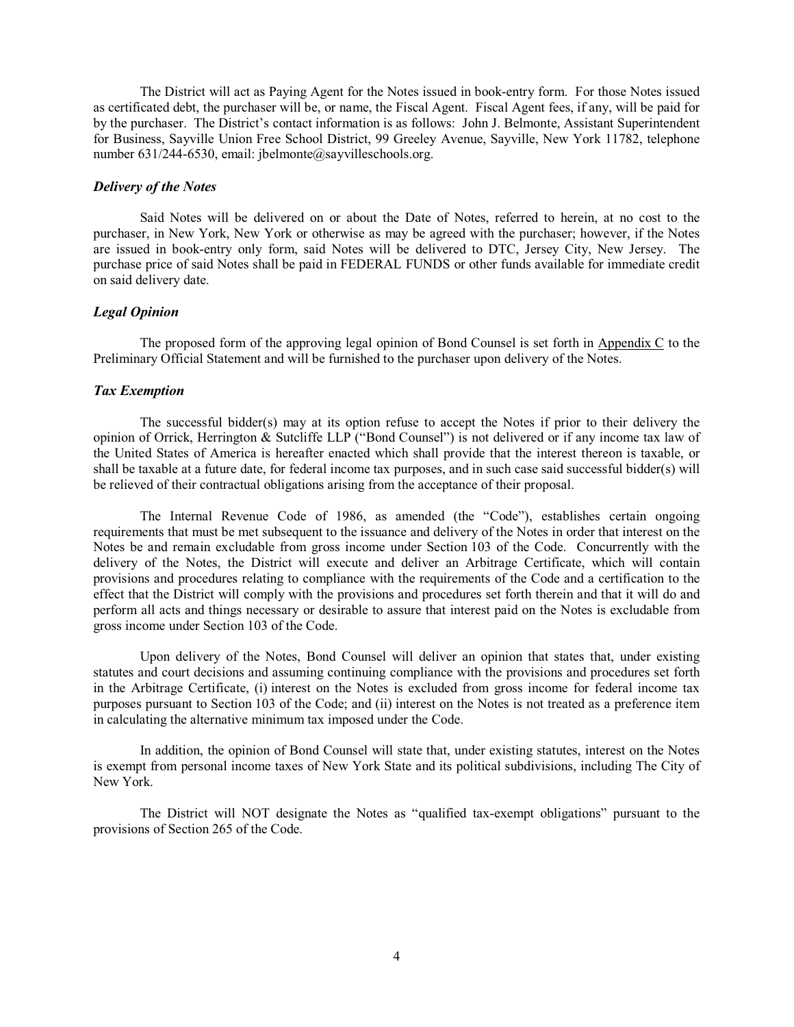The District will act as Paying Agent for the Notes issued in book-entry form. For those Notes issued as certificated debt, the purchaser will be, or name, the Fiscal Agent. Fiscal Agent fees, if any, will be paid for by the purchaser. The District's contact information is as follows: John J. Belmonte, Assistant Superintendent for Business, Sayville Union Free School District, 99 Greeley Avenue, Sayville, New York 11782, telephone number 631/244-6530, email: jbelmonte@sayvilleschools.org.

### *Delivery of the Notes*

Said Notes will be delivered on or about the Date of Notes, referred to herein, at no cost to the purchaser, in New York, New York or otherwise as may be agreed with the purchaser; however, if the Notes are issued in book-entry only form, said Notes will be delivered to DTC, Jersey City, New Jersey. The purchase price of said Notes shall be paid in FEDERAL FUNDS or other funds available for immediate credit on said delivery date.

### *Legal Opinion*

The proposed form of the approving legal opinion of Bond Counsel is set forth in Appendix C to the Preliminary Official Statement and will be furnished to the purchaser upon delivery of the Notes.

### *Tax Exemption*

The successful bidder(s) may at its option refuse to accept the Notes if prior to their delivery the opinion of Orrick, Herrington & Sutcliffe LLP ("Bond Counsel") is not delivered or if any income tax law of the United States of America is hereafter enacted which shall provide that the interest thereon is taxable, or shall be taxable at a future date, for federal income tax purposes, and in such case said successful bidder(s) will be relieved of their contractual obligations arising from the acceptance of their proposal.

The Internal Revenue Code of 1986, as amended (the "Code"), establishes certain ongoing requirements that must be met subsequent to the issuance and delivery of the Notes in order that interest on the Notes be and remain excludable from gross income under Section 103 of the Code. Concurrently with the delivery of the Notes, the District will execute and deliver an Arbitrage Certificate, which will contain provisions and procedures relating to compliance with the requirements of the Code and a certification to the effect that the District will comply with the provisions and procedures set forth therein and that it will do and perform all acts and things necessary or desirable to assure that interest paid on the Notes is excludable from gross income under Section 103 of the Code.

Upon delivery of the Notes, Bond Counsel will deliver an opinion that states that, under existing statutes and court decisions and assuming continuing compliance with the provisions and procedures set forth in the Arbitrage Certificate, (i) interest on the Notes is excluded from gross income for federal income tax purposes pursuant to Section 103 of the Code; and (ii) interest on the Notes is not treated as a preference item in calculating the alternative minimum tax imposed under the Code.

In addition, the opinion of Bond Counsel will state that, under existing statutes, interest on the Notes is exempt from personal income taxes of New York State and its political subdivisions, including The City of New York.

The District will NOT designate the Notes as "qualified tax-exempt obligations" pursuant to the provisions of Section 265 of the Code.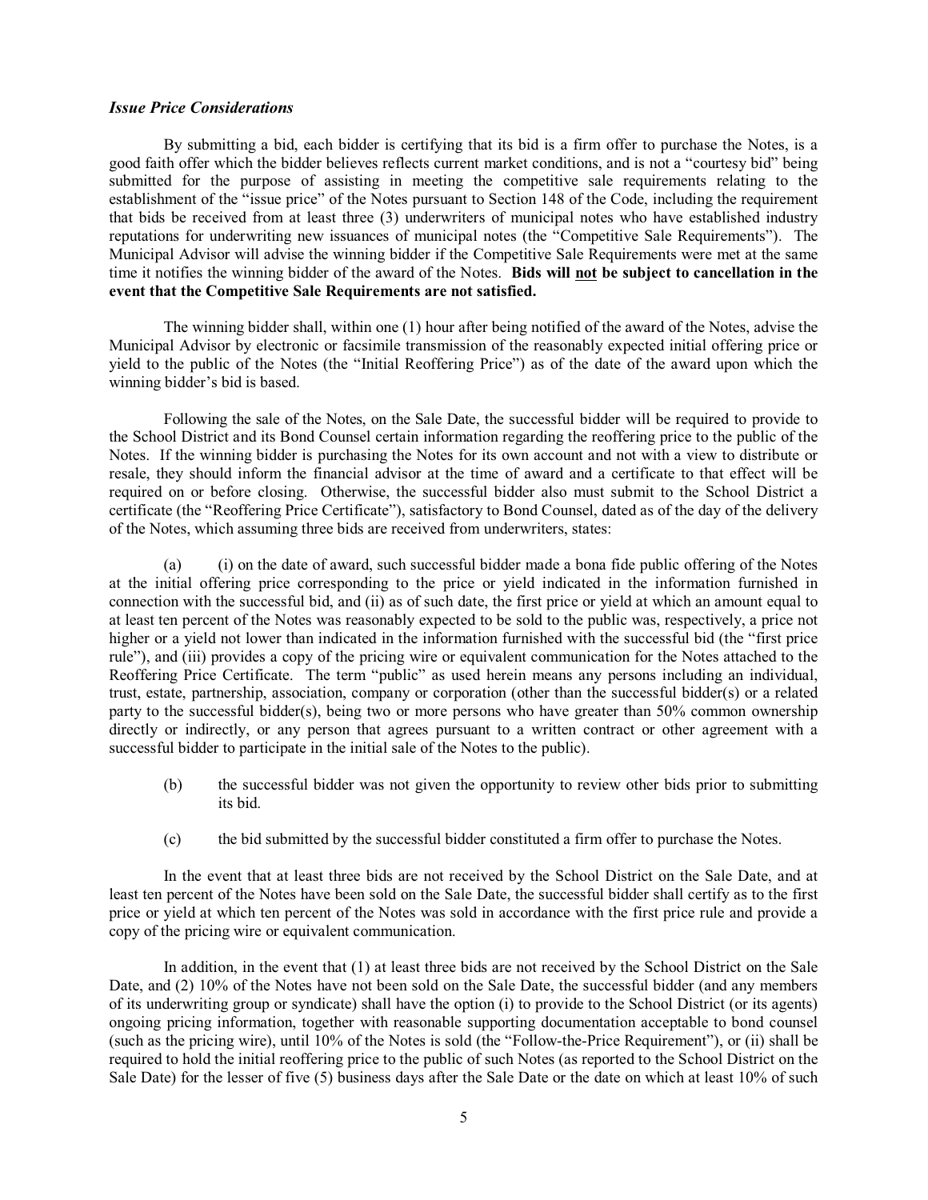### *Issue Price Considerations*

By submitting a bid, each bidder is certifying that its bid is a firm offer to purchase the Notes, is a good faith offer which the bidder believes reflects current market conditions, and is not a "courtesy bid" being submitted for the purpose of assisting in meeting the competitive sale requirements relating to the establishment of the "issue price" of the Notes pursuant to Section 148 of the Code, including the requirement that bids be received from at least three (3) underwriters of municipal notes who have established industry reputations for underwriting new issuances of municipal notes (the "Competitive Sale Requirements"). The Municipal Advisor will advise the winning bidder if the Competitive Sale Requirements were met at the same time it notifies the winning bidder of the award of the Notes. **Bids will <u>not</u> be subject to cancellation in the event that the Competitive Sale Requirements are not satisfied.**

The winning bidder shall, within one (1) hour after being notified of the award of the Notes, advise the Municipal Advisor by electronic or facsimile transmission of the reasonably expected initial offering price or yield to the public of the Notes (the "Initial Reoffering Price") as of the date of the award upon which the winning bidder's bid is based.

Following the sale of the Notes, on the Sale Date, the successful bidder will be required to provide to the School District and its Bond Counsel certain information regarding the reoffering price to the public of the Notes. If the winning bidder is purchasing the Notes for its own account and not with a view to distribute or resale, they should inform the financial advisor at the time of award and a certificate to that effect will be required on or before closing. Otherwise, the successful bidder also must submit to the School District a certificate (the "Reoffering Price Certificate"), satisfactory to Bond Counsel, dated as of the day of the delivery of the Notes, which assuming three bids are received from underwriters, states:

(a) (i) on the date of award, such successful bidder made a bona fide public offering of the Notes at the initial offering price corresponding to the price or yield indicated in the information furnished in connection with the successful bid, and (ii) as of such date, the first price or yield at which an amount equal to at least ten percent of the Notes was reasonably expected to be sold to the public was, respectively, a price not higher or a yield not lower than indicated in the information furnished with the successful bid (the "first price rule"), and (iii) provides a copy of the pricing wire or equivalent communication for the Notes attached to the Reoffering Price Certificate. The term "public" as used herein means any persons including an individual, trust, estate, partnership, association, company or corporation (other than the successful bidder(s) or a related party to the successful bidder(s), being two or more persons who have greater than 50% common ownership directly or indirectly, or any person that agrees pursuant to a written contract or other agreement with a successful bidder to participate in the initial sale of the Notes to the public).

(b) the successful bidder was not given the opportunity to review other bids prior to submitting its bid.

(c) the bid submitted by the successful bidder constituted a firm offer to purchase the Notes.

In the event that at least three bids are not received by the School District on the Sale Date, and at least ten percent of the Notes have been sold on the Sale Date, the successful bidder shall certify as to the first price or yield at which ten percent of the Notes was sold in accordance with the first price rule and provide a copy of the pricing wire or equivalent communication.

In addition, in the event that (1) at least three bids are not received by the School District on the Sale Date, and (2) 10% of the Notes have not been sold on the Sale Date, the successful bidder (and any members of its underwriting group or syndicate) shall have the option (i) to provide to the School District (or its agents) ongoing pricing information, together with reasonable supporting documentation acceptable to bond counsel (such as the pricing wire), until 10% of the Notes is sold (the "Follow-the-Price Requirement"), or (ii) shall be required to hold the initial reoffering price to the public of such Notes (as reported to the School District on the Sale Date) for the lesser of five (5) business days after the Sale Date or the date on which at least 10% of such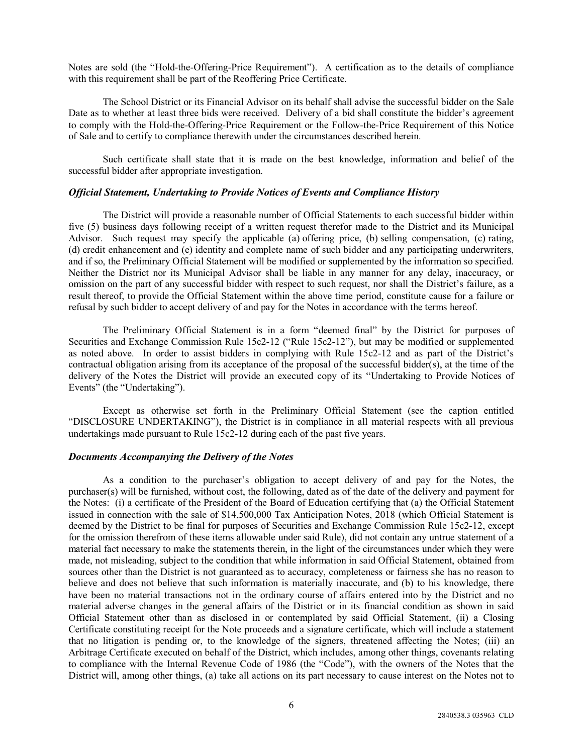Notes are sold (the "Hold-the-Offering-Price Requirement"). A certification as to the details of compliance with this requirement shall be part of the Reoffering Price Certificate.

The School District or its Financial Advisor on its behalf shall advise the successful bidder on the Sale Date as to whether at least three bids were received. Delivery of a bid shall constitute the bidder's agreement to comply with the Hold-the-Offering-Price Requirement or the Follow-the-Price Requirement of this Notice of Sale and to certify to compliance therewith under the circumstances described herein.

Such certificate shall state that it is made on the best knowledge, information and belief of the successful bidder after appropriate investigation.

### *Official Statement, Undertaking to Provide Notices of Events and Compliance History*

The District will provide a reasonable number of Official Statements to each successful bidder within five (5) business days following receipt of a written request therefor made to the District and its Municipal Advisor. Such request may specify the applicable (a) offering price, (b) selling compensation, (c) rating, (d) credit enhancement and (e) identity and complete name of such bidder and any participating underwriters, and if so, the Preliminary Official Statement will be modified or supplemented by the information so specified. Neither the District nor its Municipal Advisor shall be liable in any manner for any delay, inaccuracy, or omission on the part of any successful bidder with respect to such request, nor shall the District's failure, as a result thereof, to provide the Official Statement within the above time period, constitute cause for a failure or refusal by such bidder to accept delivery of and pay for the Notes in accordance with the terms hereof.

The Preliminary Official Statement is in a form "deemed final" by the District for purposes of Securities and Exchange Commission Rule 15c2-12 ("Rule 15c2-12"), but may be modified or supplemented as noted above. In order to assist bidders in complying with Rule 15c2-12 and as part of the District's contractual obligation arising from its acceptance of the proposal of the successful bidder(s), at the time of the delivery of the Notes the District will provide an executed copy of its "Undertaking to Provide Notices of Events" (the "Undertaking").

Except as otherwise set forth in the Preliminary Official Statement (see the caption entitled "DISCLOSURE UNDERTAKING"), the District is in compliance in all material respects with all previous undertakings made pursuant to Rule 15c2-12 during each of the past five years.

### *Documents Accompanying the Delivery of the Notes*

As a condition to the purchaser's obligation to accept delivery of and pay for the Notes, the purchaser(s) will be furnished, without cost, the following, dated as of the date of the delivery and payment for the Notes: (i) a certificate of the President of the Board of Education certifying that (a) the Official Statement issued in connection with the sale of $14,500,000 Tax Anticipation Notes, 2018 (which Official Statement is deemed by the District to be final for purposes of Securities and Exchange Commission Rule 15c2-12, except for the omission therefrom of these items allowable under said Rule), did not contain any untrue statement of a material fact necessary to make the statements therein, in the light of the circumstances under which they were made, not misleading, subject to the condition that while information in said Official Statement, obtained from sources other than the District is not guaranteed as to accuracy, completeness or fairness she has no reason to believe and does not believe that such information is materially inaccurate, and (b) to his knowledge, there have been no material transactions not in the ordinary course of affairs entered into by the District and no material adverse changes in the general affairs of the District or in its financial condition as shown in said Official Statement other than as disclosed in or contemplated by said Official Statement, (ii) a Closing Certificate constituting receipt for the Note proceeds and a signature certificate, which will include a statement that no litigation is pending or, to the knowledge of the signers, threatened affecting the Notes; (iii) an Arbitrage Certificate executed on behalf of the District, which includes, among other things, covenants relating to compliance with the Internal Revenue Code of 1986 (the "Code"), with the owners of the Notes that the District will, among other things, (a) take all actions on its part necessary to cause interest on the Notes not to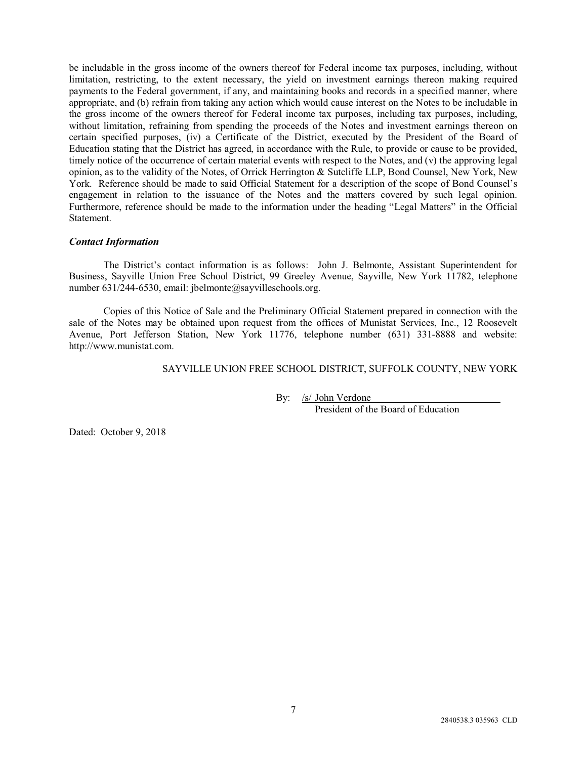be includable in the gross income of the owners thereof for Federal income tax purposes, including, without limitation, restricting, to the extent necessary, the yield on investment earnings thereon making required payments to the Federal government, if any, and maintaining books and records in a specified manner, where appropriate, and (b) refrain from taking any action which would cause interest on the Notes to be includable in the gross income of the owners thereof for Federal income tax purposes, including tax purposes, including, without limitation, refraining from spending the proceeds of the Notes and investment earnings thereon on certain specified purposes, (iv) a Certificate of the District, executed by the President of the Board of Education stating that the District has agreed, in accordance with the Rule, to provide or cause to be provided, timely notice of the occurrence of certain material events with respect to the Notes, and (v) the approving legal opinion, as to the validity of the Notes, of Orrick Herrington & Sutcliffe LLP, Bond Counsel, New York, New York. Reference should be made to said Official Statement for a description of the scope of Bond Counsel's engagement in relation to the issuance of the Notes and the matters covered by such legal opinion. Furthermore, reference should be made to the information under the heading "Legal Matters" in the Official Statement.

***Contact Information***

The District's contact information is as follows: John J. Belmonte, Assistant Superintendent for Business, Sayville Union Free School District, 99 Greeley Avenue, Sayville, New York 11782, telephone number 631/244-6530, email: jbelmonte@sayvilleschools.org.

Copies of this Notice of Sale and the Preliminary Official Statement prepared in connection with the sale of the Notes may be obtained upon request from the offices of Munistat Services, Inc., 12 Roosevelt Avenue, Port Jefferson Station, New York 11776, telephone number (631) 331-8888 and website: http://www.munistat.com.

SAYVILLE UNION FREE SCHOOL DISTRICT, SUFFOLK COUNTY, NEW YORK

By: /s/ John Verdone
President of the Board of Education

Dated: October 9, 2018

2840538.3 035963 CLD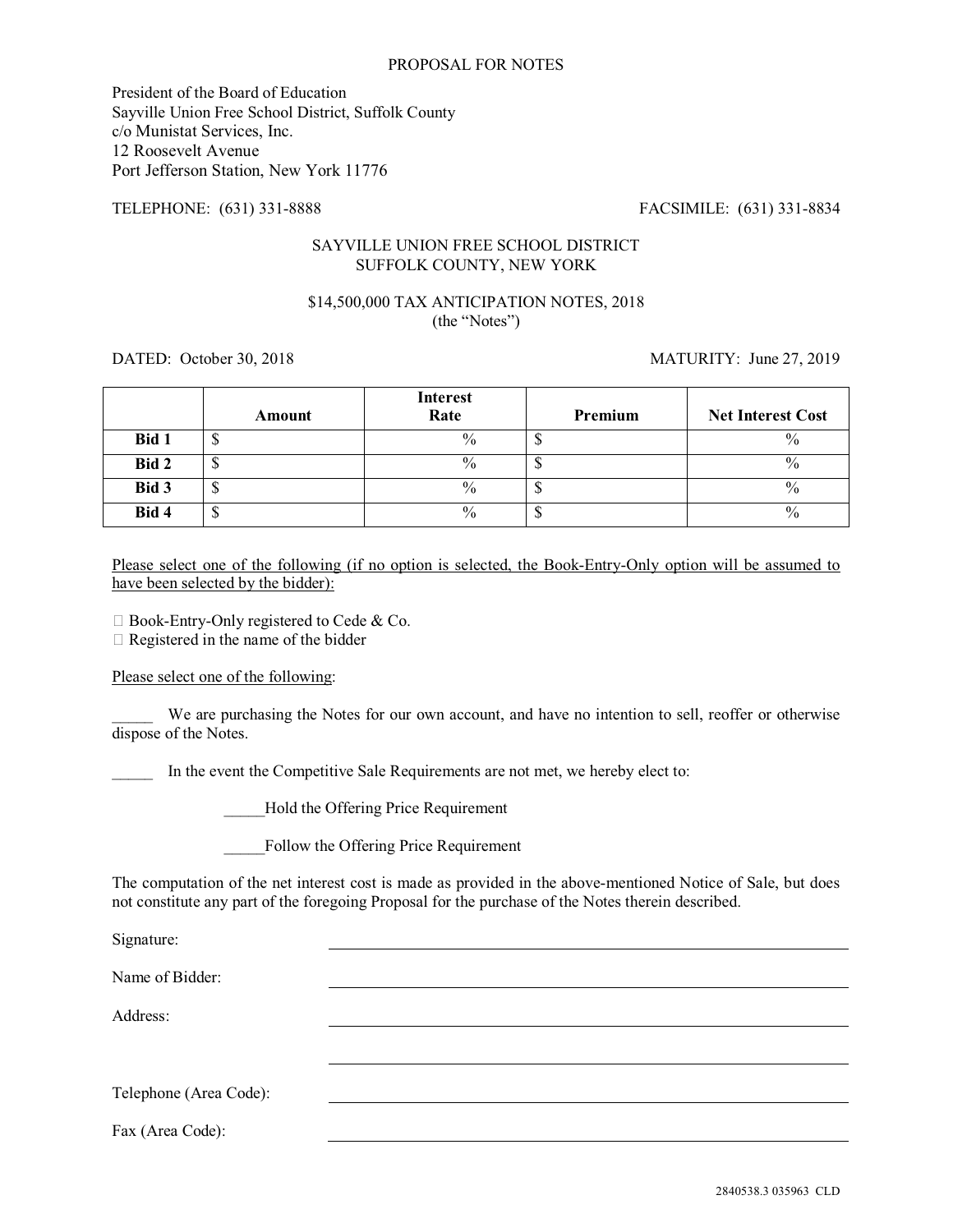# PROPOSAL FOR NOTES

President of the Board of Education
Sayville Union Free School District, Suffolk County
c/o Munistat Services, Inc.
12 Roosevelt Avenue
Port Jefferson Station, New York 11776

TELEPHONE: (631) 331-8888 FACSIMILE: (631) 331-8834

## SAYVILLE UNION FREE SCHOOL DISTRICT
## SUFFOLK COUNTY, NEW YORK

## $14,500,000 TAX ANTICIPATION NOTES, 2018
(the "Notes")

DATED: October 30, 2018 MATURITY: June 27, 2019

| | Amount | Interest Rate | Premium | Net Interest Cost |
|---|---|---|---|---|
| **Bid 1** | $ | % | $ | % |
| **Bid 2** | $ | % | $ | % |
| **Bid 3** | $ | % | $ | % |
| **Bid 4** | $ | % | $ | % |

Please select one of the following (if no option is selected, the Book-Entry-Only option will be assumed to have been selected by the bidder):

☐ Book-Entry-Only registered to Cede & Co.
☐ Registered in the name of the bidder

Please select one of the following:

_____ We are purchasing the Notes for our own account, and have no intention to sell, reoffer or otherwise dispose of the Notes.

_____ In the event the Competitive Sale Requirements are not met, we hereby elect to:

_____Hold the Offering Price Requirement

_____Follow the Offering Price Requirement

The computation of the net interest cost is made as provided in the above-mentioned Notice of Sale, but does not constitute any part of the foregoing Proposal for the purchase of the Notes therein described.

Signature: ______________________________

Name of Bidder: ______________________________

Address: ______________________________

______________________________

Telephone (Area Code): ______________________________

Fax (Area Code): ______________________________

2840538.3 035963 CLD